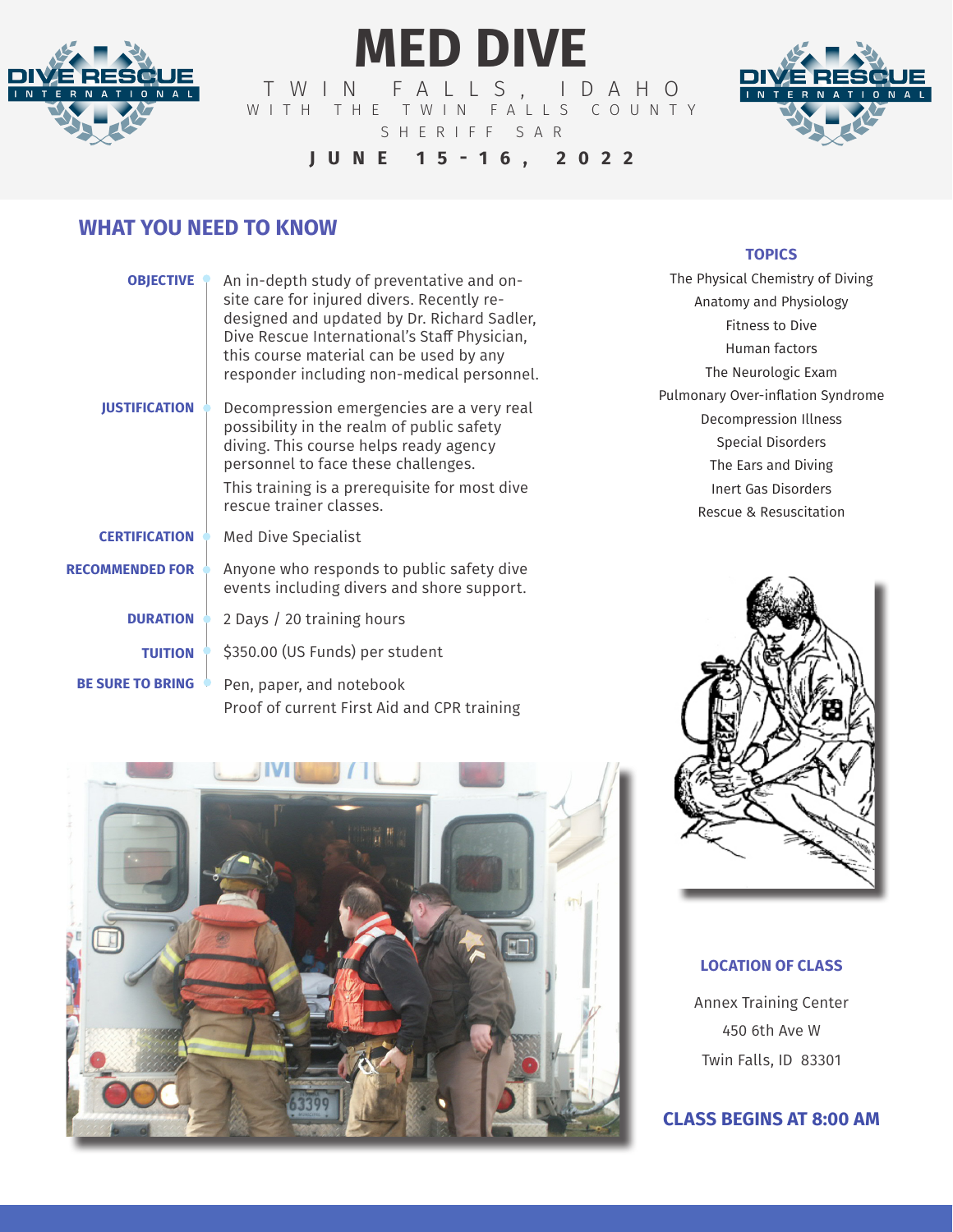# MED DIVE

TWIN FALLS, IDAHO

WITH THE TWIN FALLS COUNTY SHERIFF SAR

**JUNE 15-16, 2022**

## WHAT YOU NEED TO KNOW

**OBJECTIVE**
An in-depth study of preventative and on-site care for injured divers. Recently re-designed and updated by Dr. Richard Sadler, Dive Rescue International's Staff Physician, this course material can be used by any responder including non-medical personnel.

**JUSTIFICATION**
Decompression emergencies are a very real possibility in the realm of public safety diving. This course helps ready agency personnel to face these challenges.

This training is a prerequisite for most dive rescue trainer classes.

**CERTIFICATION**
Med Dive Specialist

**RECOMMENDED FOR**
Anyone who responds to public safety dive events including divers and shore support.

**DURATION**
2 Days / 20 training hours

**TUITION**
$350.00 (US Funds) per student

**BE SURE TO BRING**
Pen, paper, and notebook
Proof of current First Aid and CPR training

### TOPICS

- The Physical Chemistry of Diving
- Anatomy and Physiology
- Fitness to Dive
- Human factors
- The Neurologic Exam
- Pulmonary Over-inflation Syndrome
- Decompression Illness
- Special Disorders
- The Ears and Diving
- Inert Gas Disorders
- Rescue & Resuscitation

### LOCATION OF CLASS

Annex Training Center
450 6th Ave W
Twin Falls, ID 83301

### CLASS BEGINS AT 8:00 AM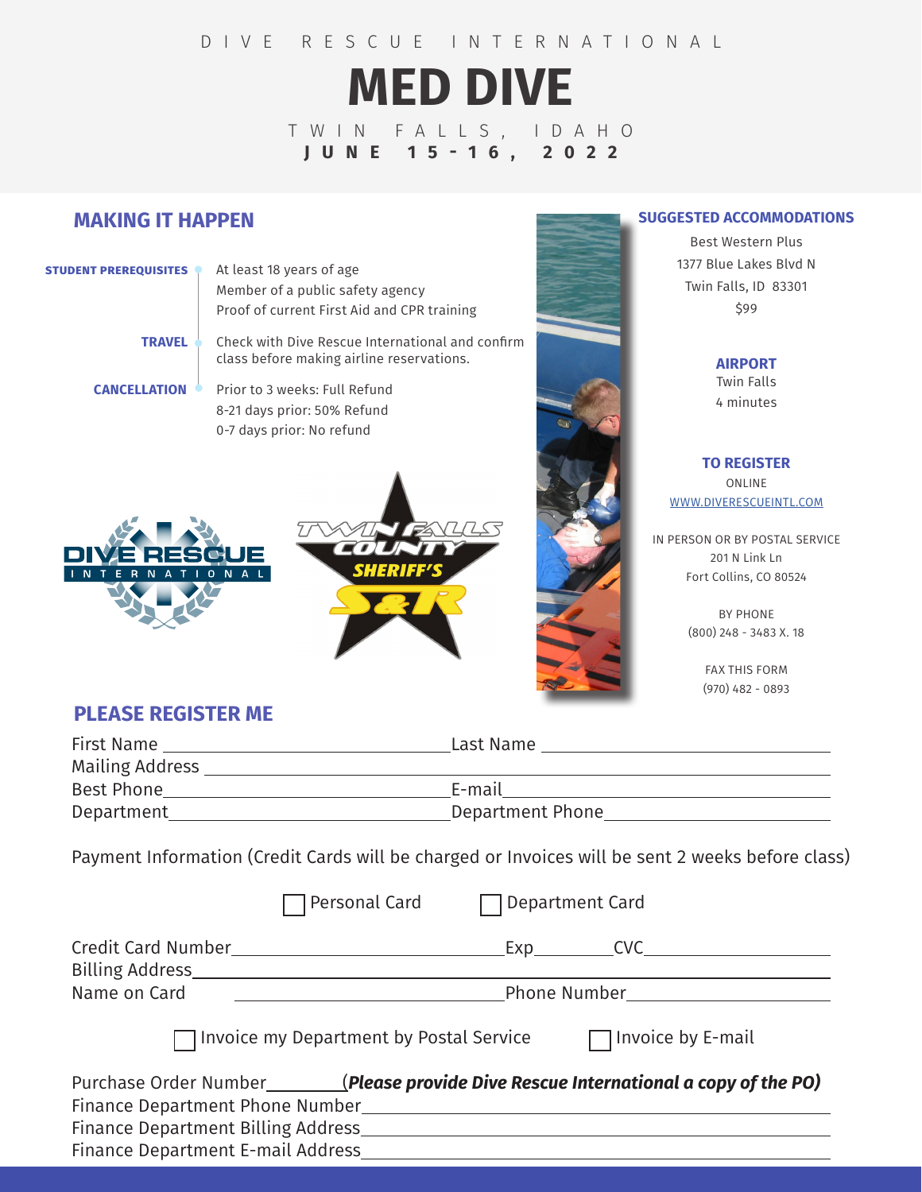DIVE RESCUE INTERNATIONAL

# MED DIVE

TWIN FALLS, IDAHO

**JUNE 15-16, 2022**

## MAKING IT HAPPEN

**STUDENT PREREQUISITES**

- At least 18 years of age
- Member of a public safety agency
- Proof of current First Aid and CPR training

**TRAVEL**

Check with Dive Rescue International and confirm class before making airline reservations.

**CANCELLATION**

- Prior to 3 weeks: Full Refund
- 8-21 days prior: 50% Refund
- 0-7 days prior: No refund

## SUGGESTED ACCOMMODATIONS

Best Western Plus
1377 Blue Lakes Blvd N
Twin Falls, ID 83301
$99

**AIRPORT**

Twin Falls
4 minutes

**TO REGISTER**

ONLINE
WWW.DIVERESCUEINTL.COM

IN PERSON OR BY POSTAL SERVICE
201 N Link Ln
Fort Collins, CO 80524

BY PHONE
(800) 248 - 3483 X. 18

FAX THIS FORM
(970) 482 - 0893

## PLEASE REGISTER ME

First Name ______________________ Last Name ______________________

Mailing Address ______________________________________________

Best Phone ______________________ E-mail ______________________

Department ______________________ Department Phone ______________________

Payment Information (Credit Cards will be charged or Invoices will be sent 2 weeks before class)

☐ Personal Card ☐ Department Card

Credit Card Number ______________________ Exp ________ CVC ______________

Billing Address ______________________________________________

Name on Card ______________________ Phone Number ______________________

☐ Invoice my Department by Postal Service ☐ Invoice by E-mail

Purchase Order Number ________ (***Please provide Dive Rescue International a copy of the PO***)

Finance Department Phone Number ______________________________

Finance Department Billing Address ______________________________

Finance Department E-mail Address ______________________________